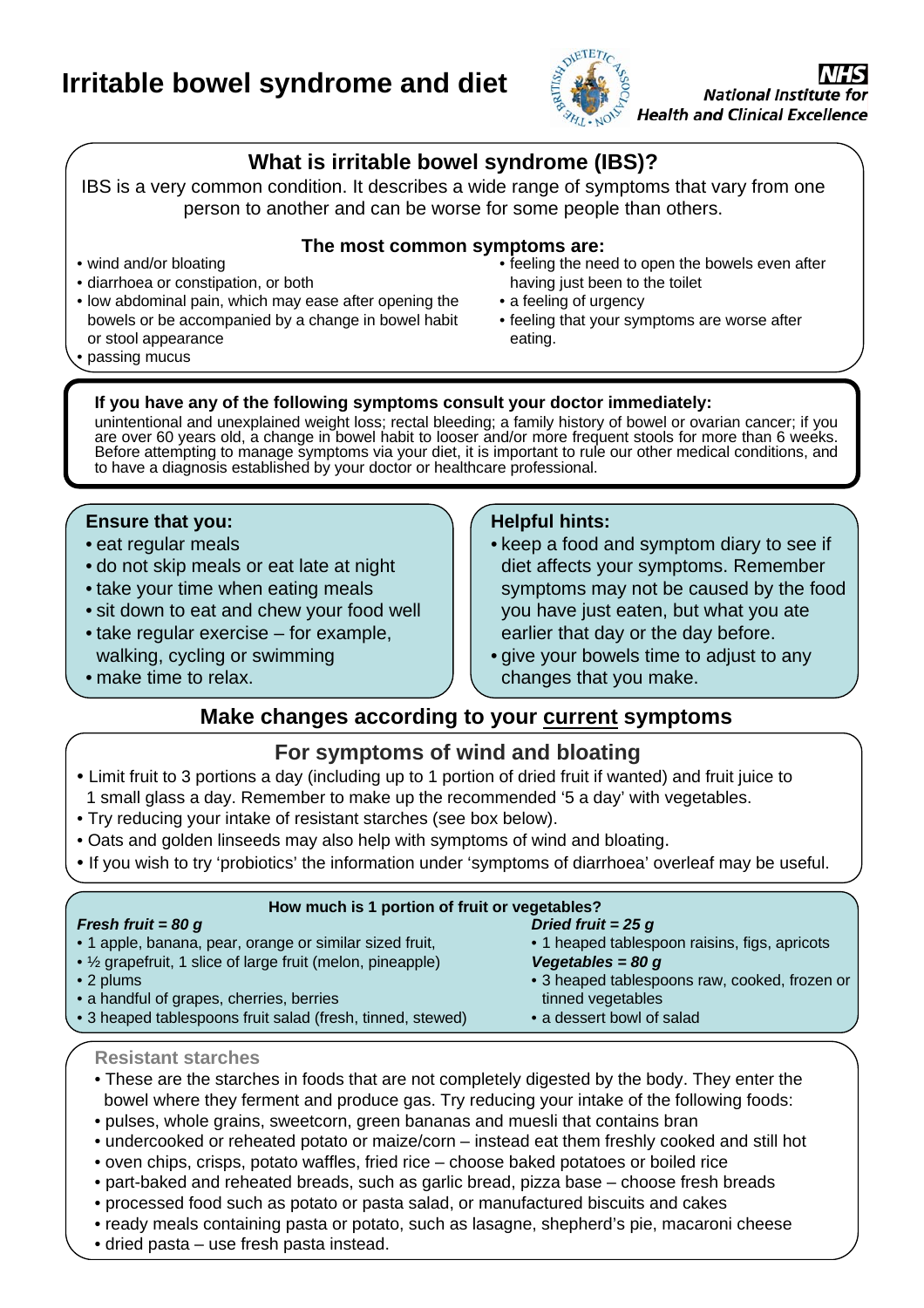# Irritable bowel syndrome and diet

National Institute for Health and Clinical Excellence

## What is irritable bowel syndrome (IBS)?

IBS is a very common condition. It describes a wide range of symptoms that vary from one person to another and can be worse for some people than others.

### The most common symptoms are:

- wind and/or bloating
- diarrhoea or constipation, or both
- low abdominal pain, which may ease after opening the bowels or be accompanied by a change in bowel habit or stool appearance
- passing mucus
- feeling the need to open the bowels even after having just been to the toilet
- a feeling of urgency
- feeling that your symptoms are worse after eating.

**If you have any of the following symptoms consult your doctor immediately:**
unintentional and unexplained weight loss; rectal bleeding; a family history of bowel or ovarian cancer; if you are over 60 years old, a change in bowel habit to looser and/or more frequent stools for more than 6 weeks. Before attempting to manage symptoms via your diet, it is important to rule our other medical conditions, and to have a diagnosis established by your doctor or healthcare professional.

### Ensure that you:

- eat regular meals
- do not skip meals or eat late at night
- take your time when eating meals
- sit down to eat and chew your food well
- take regular exercise – for example, walking, cycling or swimming
- make time to relax.

### Helpful hints:

- keep a food and symptom diary to see if diet affects your symptoms. Remember symptoms may not be caused by the food you have just eaten, but what you ate earlier that day or the day before.
- give your bowels time to adjust to any changes that you make.

## Make changes according to your current symptoms

### For symptoms of wind and bloating

- Limit fruit to 3 portions a day (including up to 1 portion of dried fruit if wanted) and fruit juice to 1 small glass a day. Remember to make up the recommended '5 a day' with vegetables.
- Try reducing your intake of resistant starches (see box below).
- Oats and golden linseeds may also help with symptoms of wind and bloating.
- If you wish to try 'probiotics' the information under 'symptoms of diarrhoea' overleaf may be useful.

### How much is 1 portion of fruit or vegetables?

***Fresh fruit = 80 g***

- 1 apple, banana, pear, orange or similar sized fruit,
- ½ grapefruit, 1 slice of large fruit (melon, pineapple)
- 2 plums
- a handful of grapes, cherries, berries
- 3 heaped tablespoons fruit salad (fresh, tinned, stewed)

***Dried fruit = 25 g***

- 1 heaped tablespoon raisins, figs, apricots

***Vegetables = 80 g***

- 3 heaped tablespoons raw, cooked, frozen or tinned vegetables
- a dessert bowl of salad

### Resistant starches

- These are the starches in foods that are not completely digested by the body. They enter the bowel where they ferment and produce gas. Try reducing your intake of the following foods:
- pulses, whole grains, sweetcorn, green bananas and muesli that contains bran
- undercooked or reheated potato or maize/corn – instead eat them freshly cooked and still hot
- oven chips, crisps, potato waffles, fried rice – choose baked potatoes or boiled rice
- part-baked and reheated breads, such as garlic bread, pizza base – choose fresh breads
- processed food such as potato or pasta salad, or manufactured biscuits and cakes
- ready meals containing pasta or potato, such as lasagne, shepherd's pie, macaroni cheese
- dried pasta – use fresh pasta instead.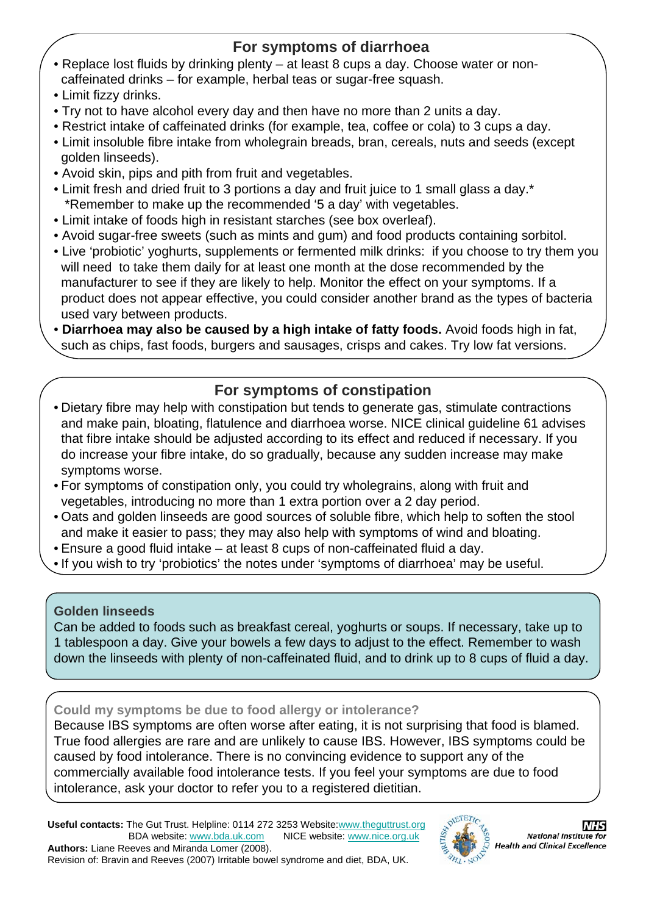## For symptoms of diarrhoea

- Replace lost fluids by drinking plenty – at least 8 cups a day. Choose water or non-caffeinated drinks – for example, herbal teas or sugar-free squash.
- Limit fizzy drinks.
- Try not to have alcohol every day and then have no more than 2 units a day.
- Restrict intake of caffeinated drinks (for example, tea, coffee or cola) to 3 cups a day.
- Limit insoluble fibre intake from wholegrain breads, bran, cereals, nuts and seeds (except golden linseeds).
- Avoid skin, pips and pith from fruit and vegetables.
- Limit fresh and dried fruit to 3 portions a day and fruit juice to 1 small glass a day.*
  *Remember to make up the recommended '5 a day' with vegetables.
- Limit intake of foods high in resistant starches (see box overleaf).
- Avoid sugar-free sweets (such as mints and gum) and food products containing sorbitol.
- Live 'probiotic' yoghurts, supplements or fermented milk drinks: if you choose to try them you will need to take them daily for at least one month at the dose recommended by the manufacturer to see if they are likely to help. Monitor the effect on your symptoms. If a product does not appear effective, you could consider another brand as the types of bacteria used vary between products.
- **Diarrhoea may also be caused by a high intake of fatty foods.** Avoid foods high in fat, such as chips, fast foods, burgers and sausages, crisps and cakes. Try low fat versions.

## For symptoms of constipation

- Dietary fibre may help with constipation but tends to generate gas, stimulate contractions and make pain, bloating, flatulence and diarrhoea worse. NICE clinical guideline 61 advises that fibre intake should be adjusted according to its effect and reduced if necessary. If you do increase your fibre intake, do so gradually, because any sudden increase may make symptoms worse.
- For symptoms of constipation only, you could try wholegrains, along with fruit and vegetables, introducing no more than 1 extra portion over a 2 day period.
- Oats and golden linseeds are good sources of soluble fibre, which help to soften the stool and make it easier to pass; they may also help with symptoms of wind and bloating.
- Ensure a good fluid intake – at least 8 cups of non-caffeinated fluid a day.
- If you wish to try 'probiotics' the notes under 'symptoms of diarrhoea' may be useful.

### Golden linseeds

Can be added to foods such as breakfast cereal, yoghurts or soups. If necessary, take up to 1 tablespoon a day. Give your bowels a few days to adjust to the effect. Remember to wash down the linseeds with plenty of non-caffeinated fluid, and to drink up to 8 cups of fluid a day.

### Could my symptoms be due to food allergy or intolerance?

Because IBS symptoms are often worse after eating, it is not surprising that food is blamed. True food allergies are rare and are unlikely to cause IBS. However, IBS symptoms could be caused by food intolerance. There is no convincing evidence to support any of the commercially available food intolerance tests. If you feel your symptoms are due to food intolerance, ask your doctor to refer you to a registered dietitian.

**Useful contacts:** The Gut Trust. Helpline: 0114 272 3253 Website: www.theguttrust.org
BDA website: www.bda.uk.com NICE website: www.nice.org.uk

**Authors:** Liane Reeves and Miranda Lomer (2008).
Revision of: Bravin and Reeves (2007) Irritable bowel syndrome and diet, BDA, UK.

NHS
National Institute for Health and Clinical Excellence